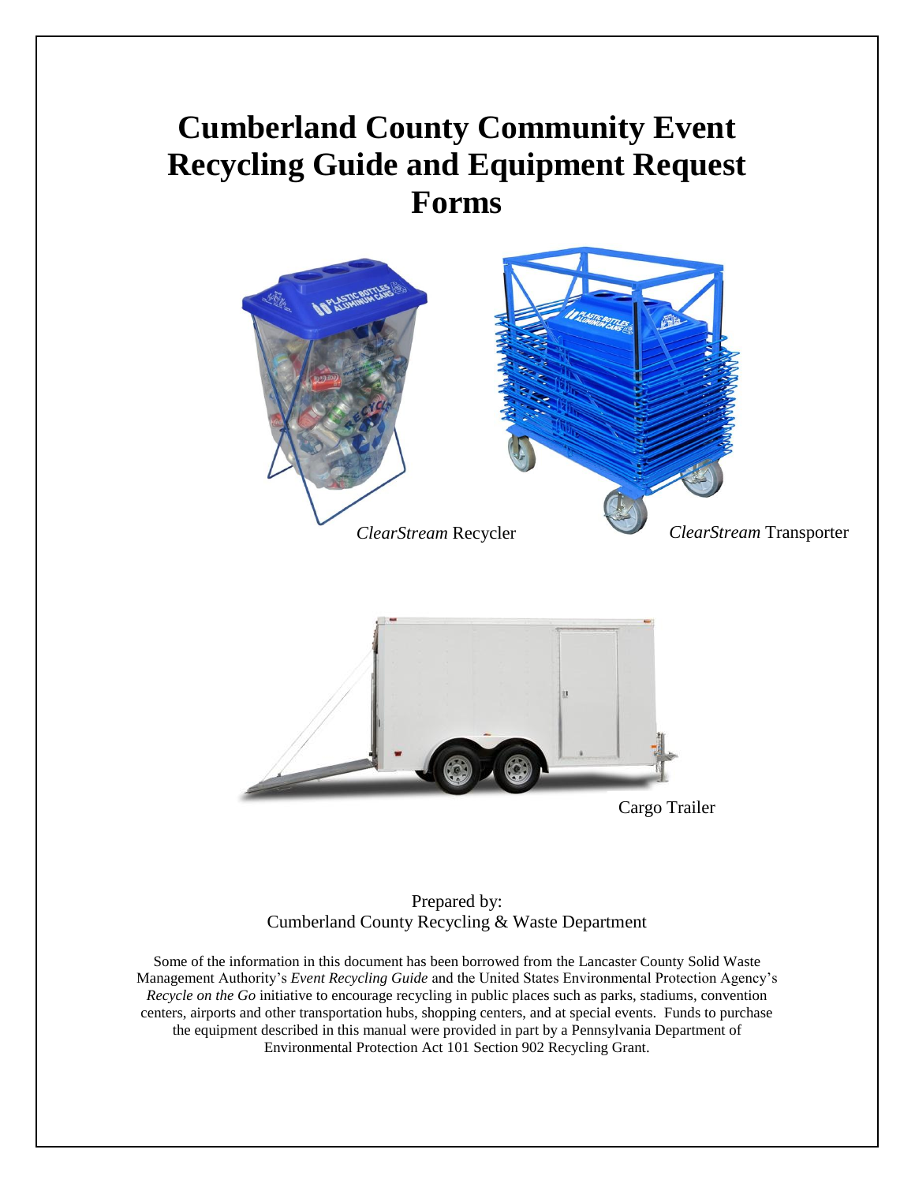# Cumberland County Community Event Recycling Guide and Equipment Request Forms

*ClearStream* Recycler

*ClearStream* Transporter

Cargo Trailer

Prepared by:
Cumberland County Recycling & Waste Department

Some of the information in this document has been borrowed from the Lancaster County Solid Waste Management Authority's *Event Recycling Guide* and the United States Environmental Protection Agency's *Recycle on the Go* initiative to encourage recycling in public places such as parks, stadiums, convention centers, airports and other transportation hubs, shopping centers, and at special events. Funds to purchase the equipment described in this manual were provided in part by a Pennsylvania Department of Environmental Protection Act 101 Section 902 Recycling Grant.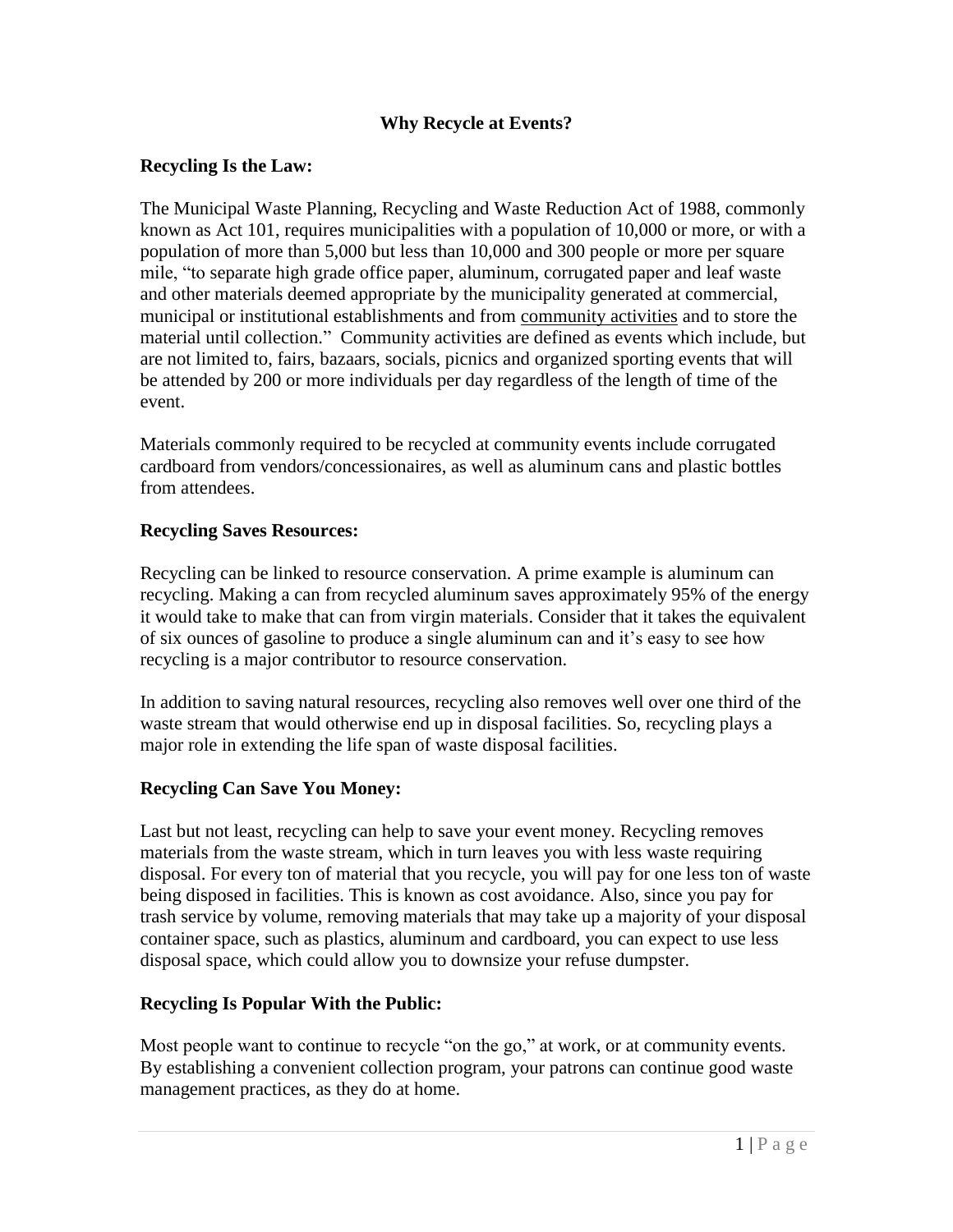# Why Recycle at Events?

## Recycling Is the Law:

The Municipal Waste Planning, Recycling and Waste Reduction Act of 1988, commonly known as Act 101, requires municipalities with a population of 10,000 or more, or with a population of more than 5,000 but less than 10,000 and 300 people or more per square mile, "to separate high grade office paper, aluminum, corrugated paper and leaf waste and other materials deemed appropriate by the municipality generated at commercial, municipal or institutional establishments and from community activities and to store the material until collection." Community activities are defined as events which include, but are not limited to, fairs, bazaars, socials, picnics and organized sporting events that will be attended by 200 or more individuals per day regardless of the length of time of the event.

Materials commonly required to be recycled at community events include corrugated cardboard from vendors/concessionaires, as well as aluminum cans and plastic bottles from attendees.

## Recycling Saves Resources:

Recycling can be linked to resource conservation. A prime example is aluminum can recycling. Making a can from recycled aluminum saves approximately 95% of the energy it would take to make that can from virgin materials. Consider that it takes the equivalent of six ounces of gasoline to produce a single aluminum can and it's easy to see how recycling is a major contributor to resource conservation.

In addition to saving natural resources, recycling also removes well over one third of the waste stream that would otherwise end up in disposal facilities. So, recycling plays a major role in extending the life span of waste disposal facilities.

## Recycling Can Save You Money:

Last but not least, recycling can help to save your event money. Recycling removes materials from the waste stream, which in turn leaves you with less waste requiring disposal. For every ton of material that you recycle, you will pay for one less ton of waste being disposed in facilities. This is known as cost avoidance. Also, since you pay for trash service by volume, removing materials that may take up a majority of your disposal container space, such as plastics, aluminum and cardboard, you can expect to use less disposal space, which could allow you to downsize your refuse dumpster.

## Recycling Is Popular With the Public:

Most people want to continue to recycle "on the go," at work, or at community events. By establishing a convenient collection program, your patrons can continue good waste management practices, as they do at home.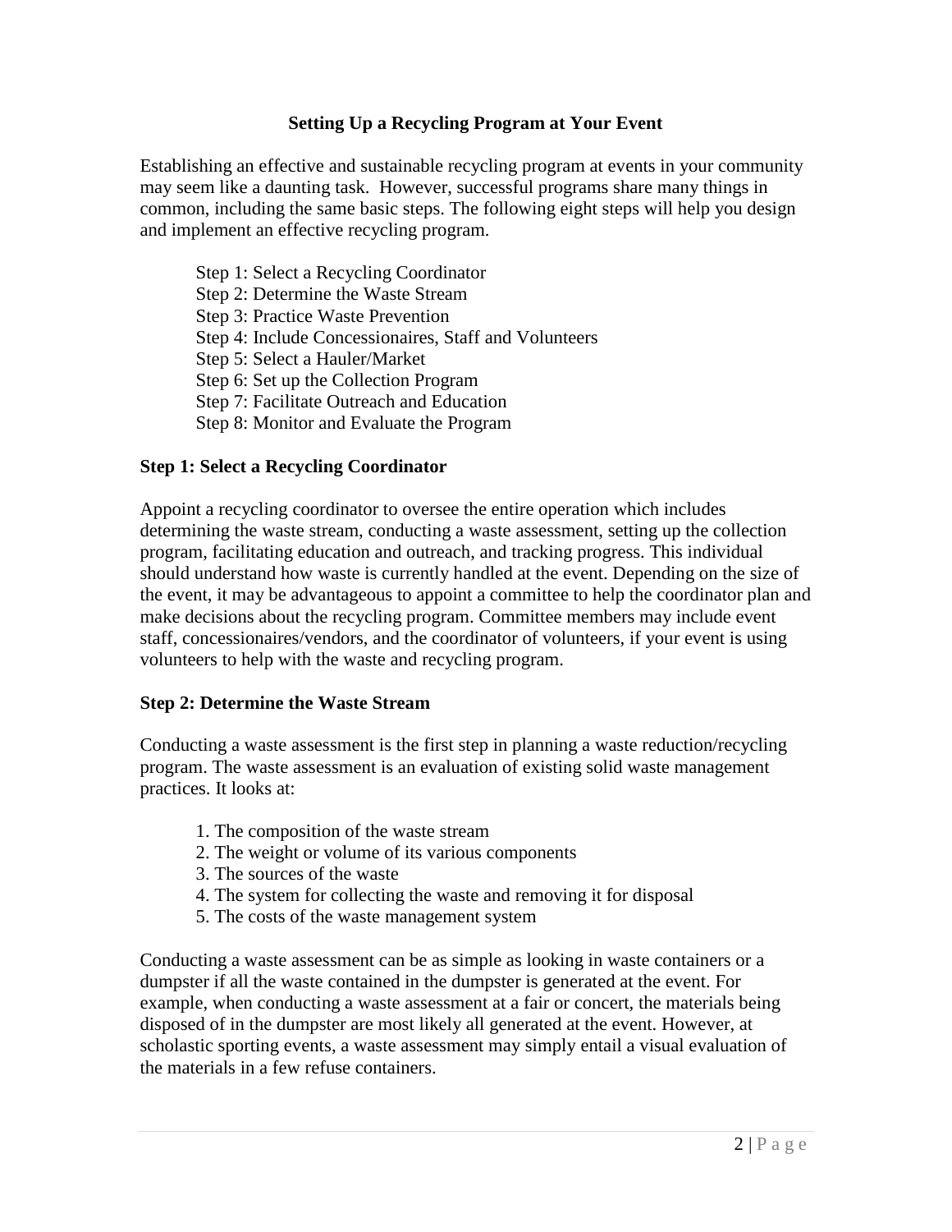# Setting Up a Recycling Program at Your Event

Establishing an effective and sustainable recycling program at events in your community may seem like a daunting task. However, successful programs share many things in common, including the same basic steps. The following eight steps will help you design and implement an effective recycling program.

- Step 1: Select a Recycling Coordinator
- Step 2: Determine the Waste Stream
- Step 3: Practice Waste Prevention
- Step 4: Include Concessionaires, Staff and Volunteers
- Step 5: Select a Hauler/Market
- Step 6: Set up the Collection Program
- Step 7: Facilitate Outreach and Education
- Step 8: Monitor and Evaluate the Program

## Step 1: Select a Recycling Coordinator

Appoint a recycling coordinator to oversee the entire operation which includes determining the waste stream, conducting a waste assessment, setting up the collection program, facilitating education and outreach, and tracking progress. This individual should understand how waste is currently handled at the event. Depending on the size of the event, it may be advantageous to appoint a committee to help the coordinator plan and make decisions about the recycling program. Committee members may include event staff, concessionaires/vendors, and the coordinator of volunteers, if your event is using volunteers to help with the waste and recycling program.

## Step 2: Determine the Waste Stream

Conducting a waste assessment is the first step in planning a waste reduction/recycling program. The waste assessment is an evaluation of existing solid waste management practices. It looks at:

1. The composition of the waste stream
2. The weight or volume of its various components
3. The sources of the waste
4. The system for collecting the waste and removing it for disposal
5. The costs of the waste management system

Conducting a waste assessment can be as simple as looking in waste containers or a dumpster if all the waste contained in the dumpster is generated at the event. For example, when conducting a waste assessment at a fair or concert, the materials being disposed of in the dumpster are most likely all generated at the event. However, at scholastic sporting events, a waste assessment may simply entail a visual evaluation of the materials in a few refuse containers.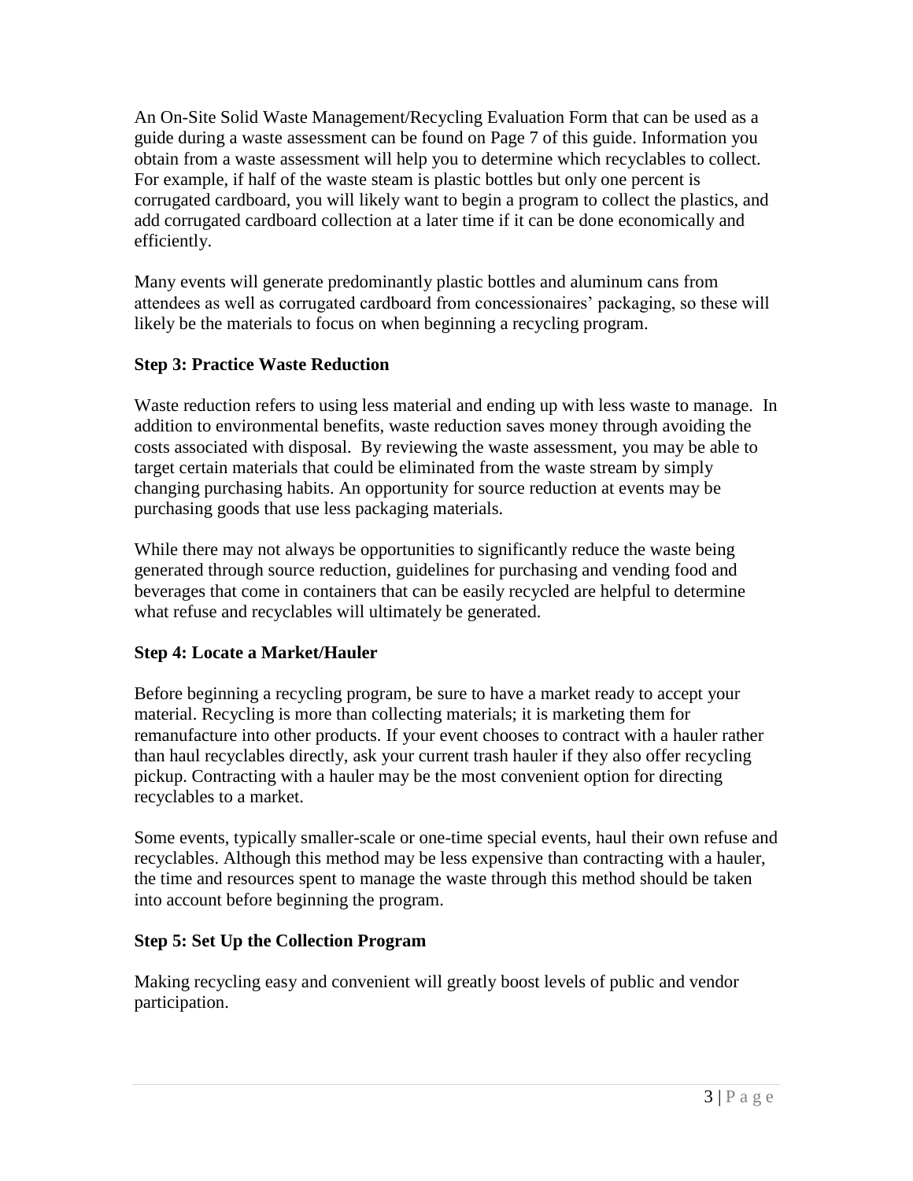An On-Site Solid Waste Management/Recycling Evaluation Form that can be used as a guide during a waste assessment can be found on Page 7 of this guide. Information you obtain from a waste assessment will help you to determine which recyclables to collect. For example, if half of the waste steam is plastic bottles but only one percent is corrugated cardboard, you will likely want to begin a program to collect the plastics, and add corrugated cardboard collection at a later time if it can be done economically and efficiently.

Many events will generate predominantly plastic bottles and aluminum cans from attendees as well as corrugated cardboard from concessionaires' packaging, so these will likely be the materials to focus on when beginning a recycling program.

### Step 3: Practice Waste Reduction

Waste reduction refers to using less material and ending up with less waste to manage. In addition to environmental benefits, waste reduction saves money through avoiding the costs associated with disposal. By reviewing the waste assessment, you may be able to target certain materials that could be eliminated from the waste stream by simply changing purchasing habits. An opportunity for source reduction at events may be purchasing goods that use less packaging materials.

While there may not always be opportunities to significantly reduce the waste being generated through source reduction, guidelines for purchasing and vending food and beverages that come in containers that can be easily recycled are helpful to determine what refuse and recyclables will ultimately be generated.

### Step 4: Locate a Market/Hauler

Before beginning a recycling program, be sure to have a market ready to accept your material. Recycling is more than collecting materials; it is marketing them for remanufacture into other products. If your event chooses to contract with a hauler rather than haul recyclables directly, ask your current trash hauler if they also offer recycling pickup. Contracting with a hauler may be the most convenient option for directing recyclables to a market.

Some events, typically smaller-scale or one-time special events, haul their own refuse and recyclables. Although this method may be less expensive than contracting with a hauler, the time and resources spent to manage the waste through this method should be taken into account before beginning the program.

### Step 5: Set Up the Collection Program

Making recycling easy and convenient will greatly boost levels of public and vendor participation.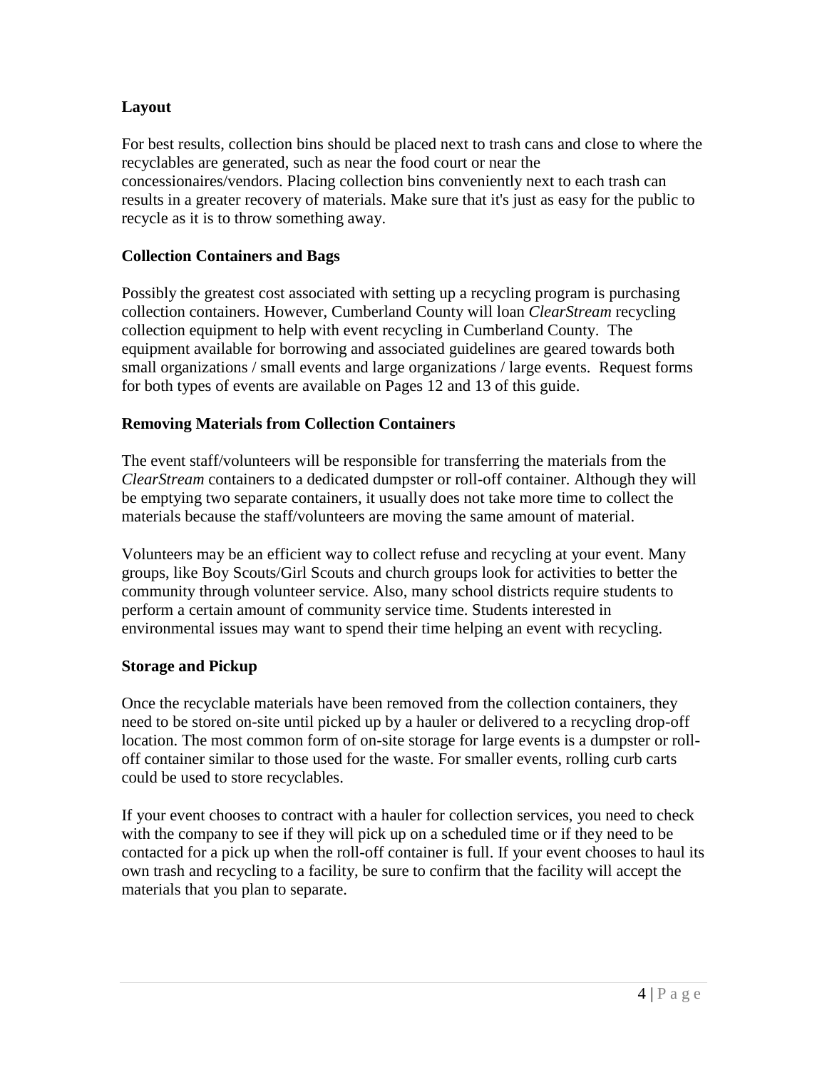**Layout**

For best results, collection bins should be placed next to trash cans and close to where the recyclables are generated, such as near the food court or near the concessionaires/vendors. Placing collection bins conveniently next to each trash can results in a greater recovery of materials. Make sure that it's just as easy for the public to recycle as it is to throw something away.

**Collection Containers and Bags**

Possibly the greatest cost associated with setting up a recycling program is purchasing collection containers. However, Cumberland County will loan *ClearStream* recycling collection equipment to help with event recycling in Cumberland County. The equipment available for borrowing and associated guidelines are geared towards both small organizations / small events and large organizations / large events. Request forms for both types of events are available on Pages 12 and 13 of this guide.

**Removing Materials from Collection Containers**

The event staff/volunteers will be responsible for transferring the materials from the *ClearStream* containers to a dedicated dumpster or roll-off container. Although they will be emptying two separate containers, it usually does not take more time to collect the materials because the staff/volunteers are moving the same amount of material.

Volunteers may be an efficient way to collect refuse and recycling at your event. Many groups, like Boy Scouts/Girl Scouts and church groups look for activities to better the community through volunteer service. Also, many school districts require students to perform a certain amount of community service time. Students interested in environmental issues may want to spend their time helping an event with recycling.

**Storage and Pickup**

Once the recyclable materials have been removed from the collection containers, they need to be stored on-site until picked up by a hauler or delivered to a recycling drop-off location. The most common form of on-site storage for large events is a dumpster or roll-off container similar to those used for the waste. For smaller events, rolling curb carts could be used to store recyclables.

If your event chooses to contract with a hauler for collection services, you need to check with the company to see if they will pick up on a scheduled time or if they need to be contacted for a pick up when the roll-off container is full. If your event chooses to haul its own trash and recycling to a facility, be sure to confirm that the facility will accept the materials that you plan to separate.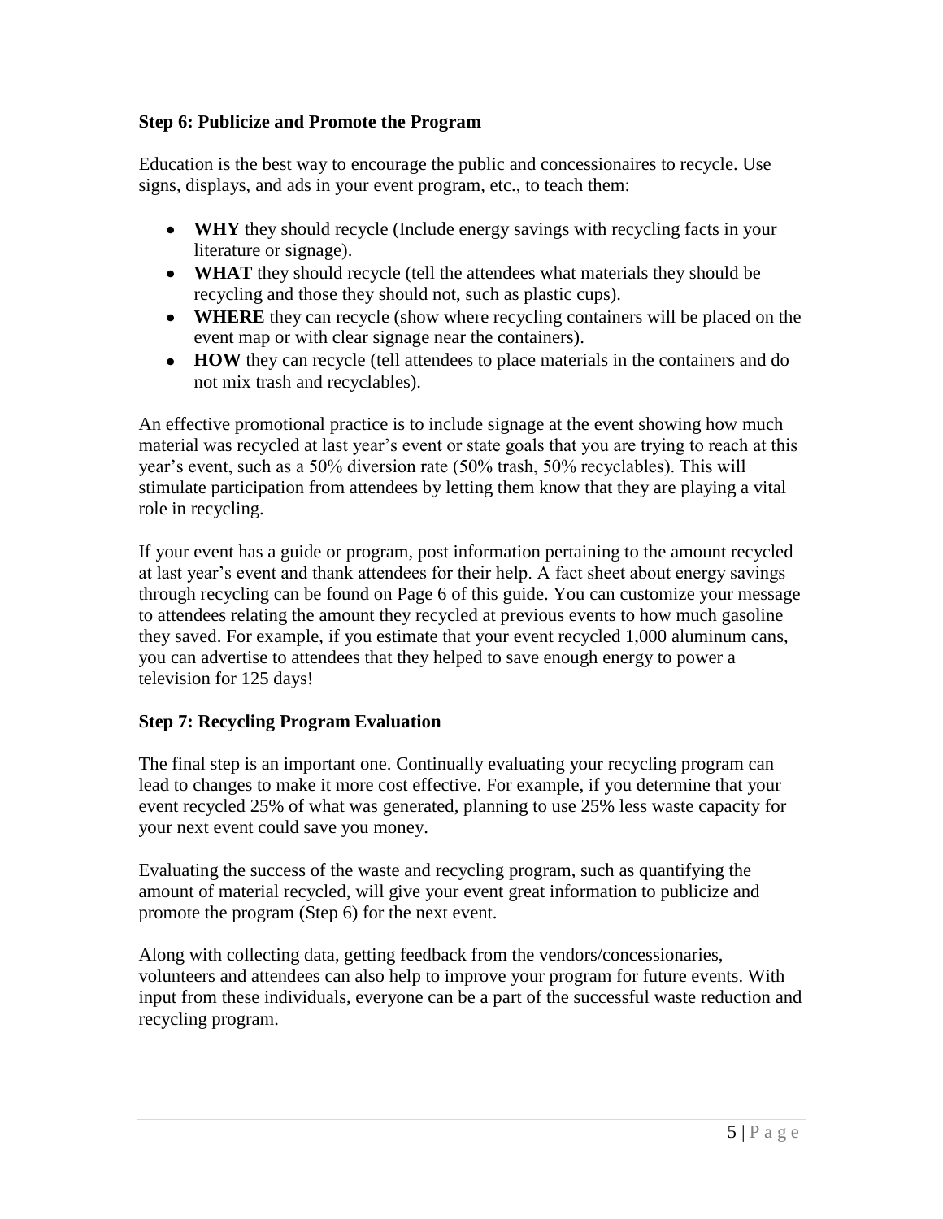### Step 6: Publicize and Promote the Program

Education is the best way to encourage the public and concessionaires to recycle. Use signs, displays, and ads in your event program, etc., to teach them:

- **WHY** they should recycle (Include energy savings with recycling facts in your literature or signage).
- **WHAT** they should recycle (tell the attendees what materials they should be recycling and those they should not, such as plastic cups).
- **WHERE** they can recycle (show where recycling containers will be placed on the event map or with clear signage near the containers).
- **HOW** they can recycle (tell attendees to place materials in the containers and do not mix trash and recyclables).

An effective promotional practice is to include signage at the event showing how much material was recycled at last year's event or state goals that you are trying to reach at this year's event, such as a 50% diversion rate (50% trash, 50% recyclables). This will stimulate participation from attendees by letting them know that they are playing a vital role in recycling.

If your event has a guide or program, post information pertaining to the amount recycled at last year's event and thank attendees for their help. A fact sheet about energy savings through recycling can be found on Page 6 of this guide. You can customize your message to attendees relating the amount they recycled at previous events to how much gasoline they saved. For example, if you estimate that your event recycled 1,000 aluminum cans, you can advertise to attendees that they helped to save enough energy to power a television for 125 days!

### Step 7: Recycling Program Evaluation

The final step is an important one. Continually evaluating your recycling program can lead to changes to make it more cost effective. For example, if you determine that your event recycled 25% of what was generated, planning to use 25% less waste capacity for your next event could save you money.

Evaluating the success of the waste and recycling program, such as quantifying the amount of material recycled, will give your event great information to publicize and promote the program (Step 6) for the next event.

Along with collecting data, getting feedback from the vendors/concessionaries, volunteers and attendees can also help to improve your program for future events. With input from these individuals, everyone can be a part of the successful waste reduction and recycling program.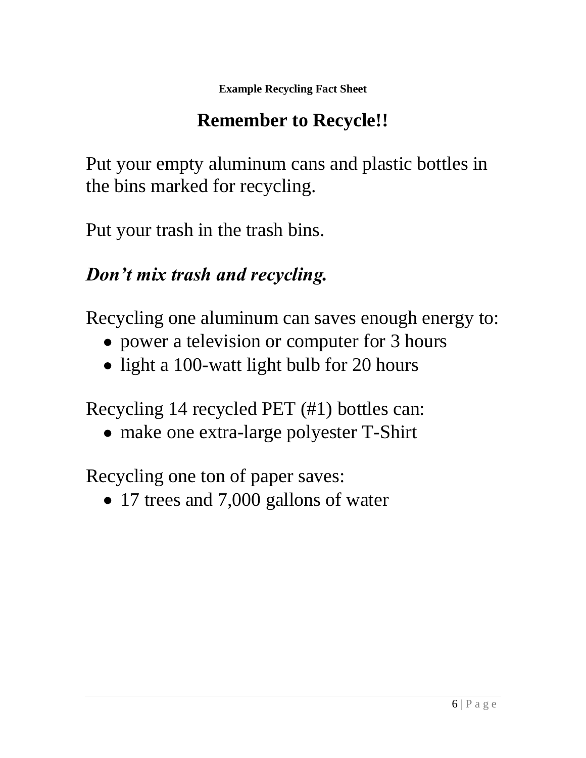**Example Recycling Fact Sheet**

# Remember to Recycle!!

Put your empty aluminum cans and plastic bottles in the bins marked for recycling.

Put your trash in the trash bins.

***Don't mix trash and recycling.***

Recycling one aluminum can saves enough energy to:

- power a television or computer for 3 hours
- light a 100-watt light bulb for 20 hours

Recycling 14 recycled PET (#1) bottles can:

- make one extra-large polyester T-Shirt

Recycling one ton of paper saves:

- 17 trees and 7,000 gallons of water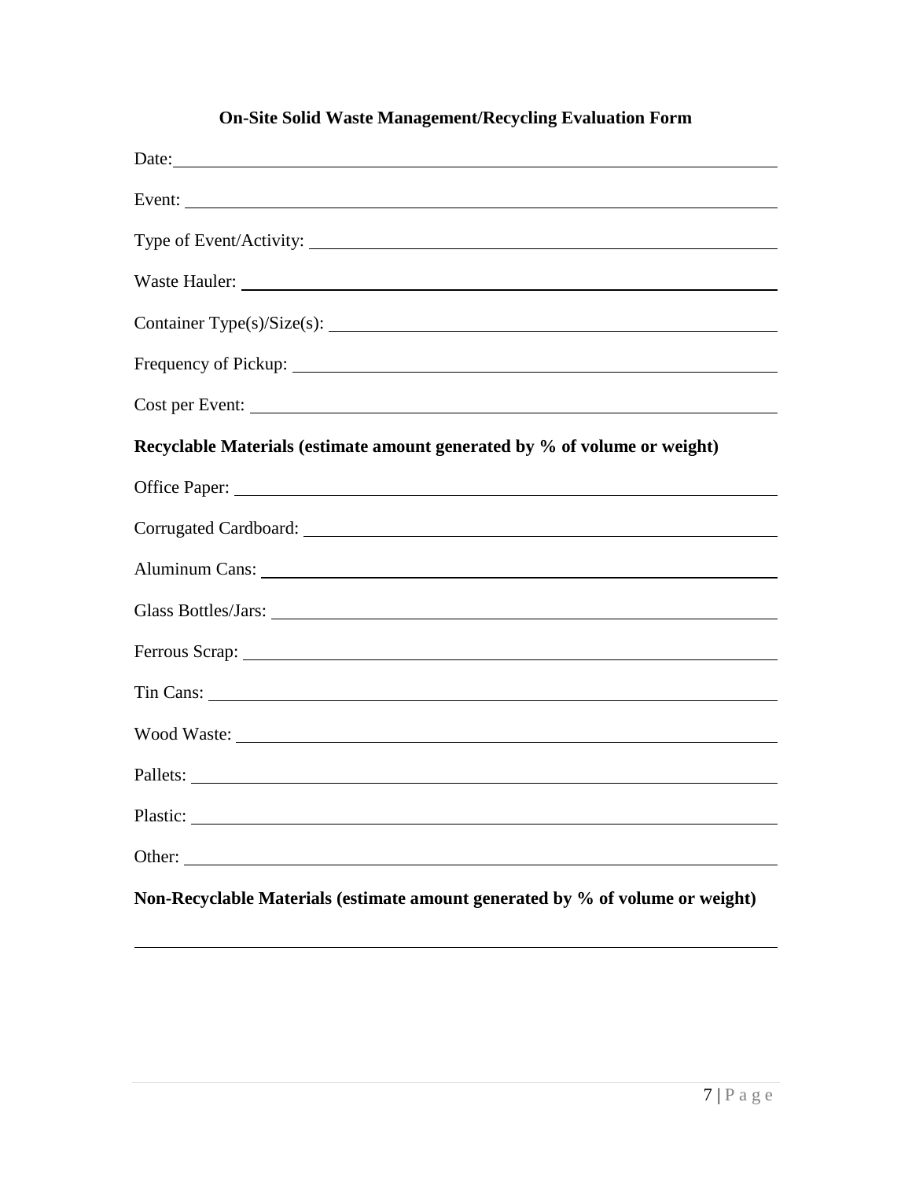## On-Site Solid Waste Management/Recycling Evaluation Form

Date: ____________________________________________

Event: ____________________________________________

Type of Event/Activity: ____________________________________________

Waste Hauler: ____________________________________________

Container Type(s)/Size(s): ____________________________________________

Frequency of Pickup: ____________________________________________

Cost per Event: ____________________________________________

**Recyclable Materials (estimate amount generated by % of volume or weight)**

Office Paper: ____________________________________________

Corrugated Cardboard: ____________________________________________

Aluminum Cans: ____________________________________________

Glass Bottles/Jars: ____________________________________________

Ferrous Scrap: ____________________________________________

Tin Cans: ____________________________________________

Wood Waste: ____________________________________________

Pallets: ____________________________________________

Plastic: ____________________________________________

Other: ____________________________________________

**Non-Recyclable Materials (estimate amount generated by % of volume or weight)**

____________________________________________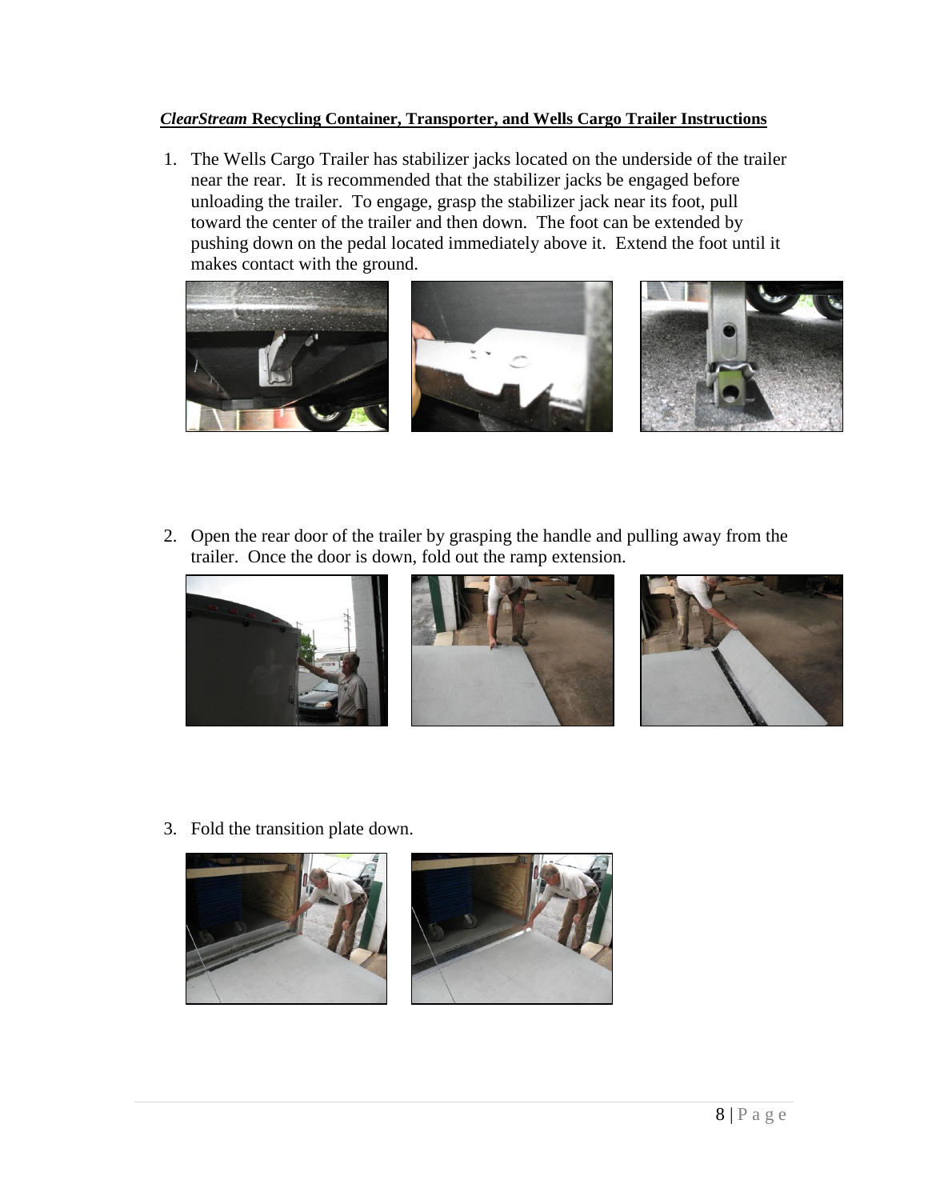***ClearStream* Recycling Container, Transporter, and Wells Cargo Trailer Instructions**

1. The Wells Cargo Trailer has stabilizer jacks located on the underside of the trailer near the rear. It is recommended that the stabilizer jacks be engaged before unloading the trailer. To engage, grasp the stabilizer jack near its foot, pull toward the center of the trailer and then down. The foot can be extended by pushing down on the pedal located immediately above it. Extend the foot until it makes contact with the ground.

2. Open the rear door of the trailer by grasping the handle and pulling away from the trailer. Once the door is down, fold out the ramp extension.

3. Fold the transition plate down.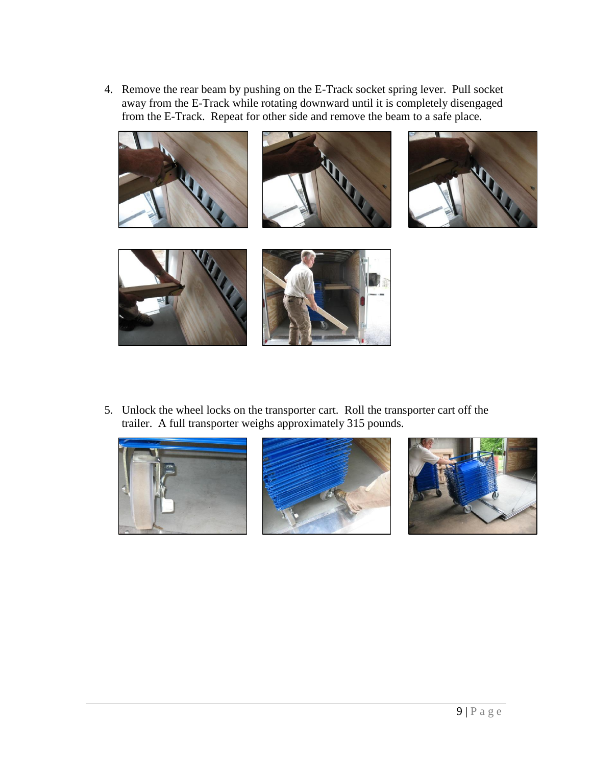4. Remove the rear beam by pushing on the E-Track socket spring lever. Pull socket away from the E-Track while rotating downward until it is completely disengaged from the E-Track. Repeat for other side and remove the beam to a safe place.

5. Unlock the wheel locks on the transporter cart. Roll the transporter cart off the trailer. A full transporter weighs approximately 315 pounds.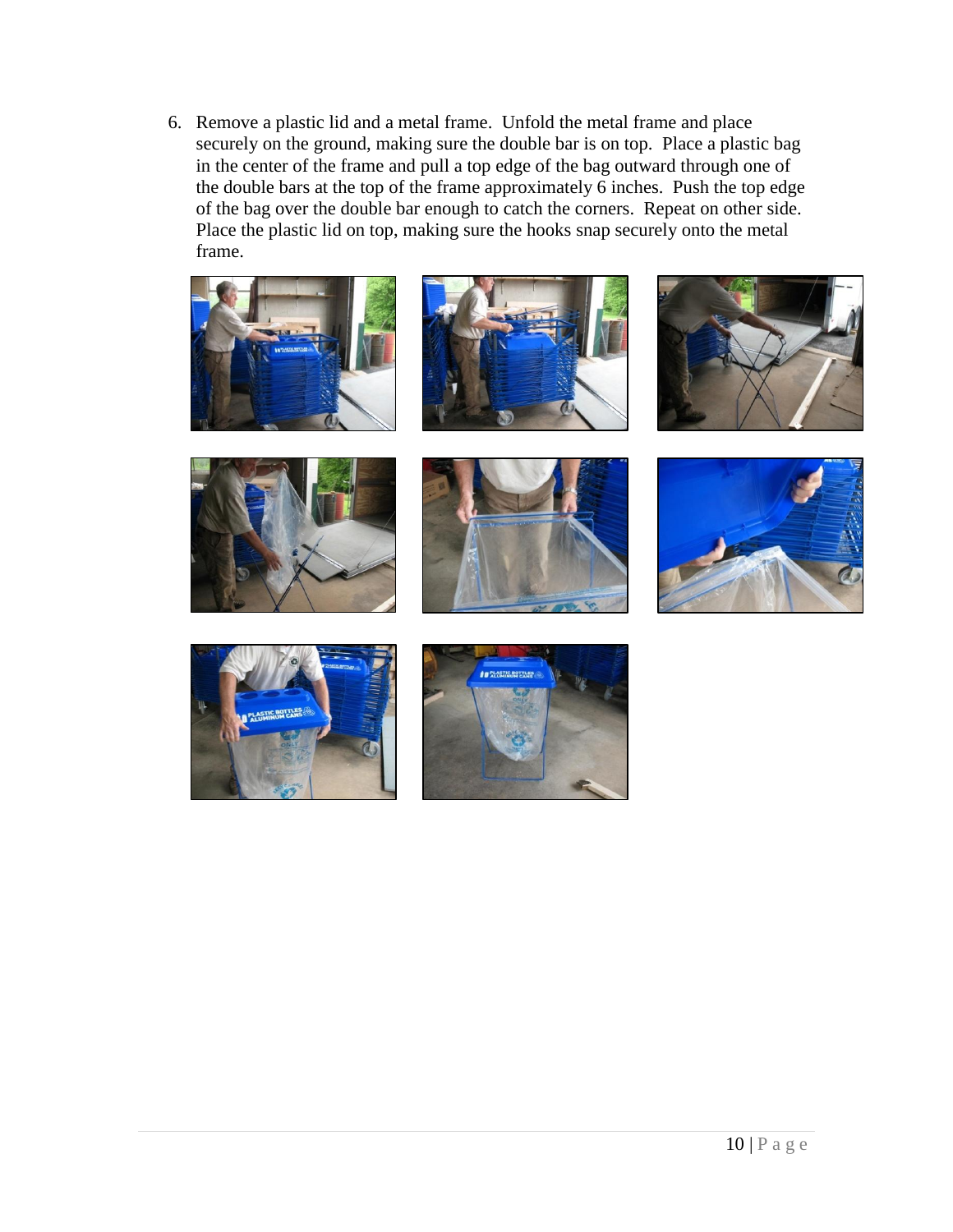6. Remove a plastic lid and a metal frame. Unfold the metal frame and place securely on the ground, making sure the double bar is on top. Place a plastic bag in the center of the frame and pull a top edge of the bag outward through one of the double bars at the top of the frame approximately 6 inches. Push the top edge of the bag over the double bar enough to catch the corners. Repeat on other side. Place the plastic lid on top, making sure the hooks snap securely onto the metal frame.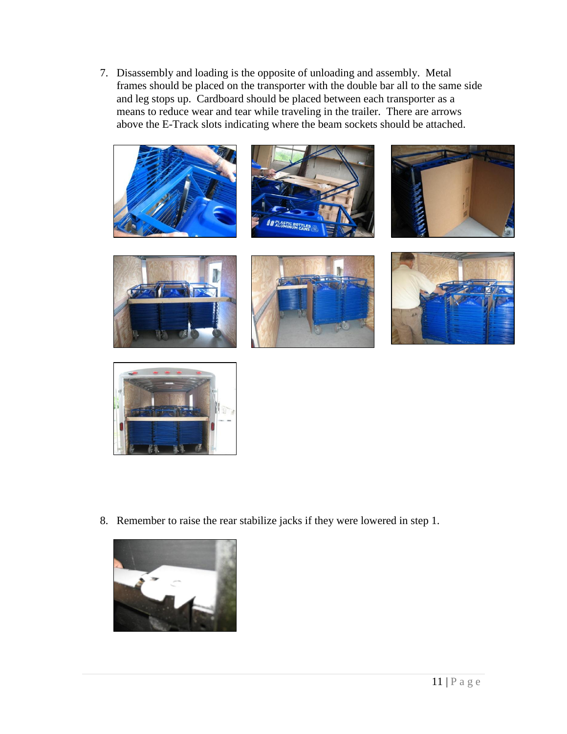7. Disassembly and loading is the opposite of unloading and assembly. Metal frames should be placed on the transporter with the double bar all to the same side and leg stops up. Cardboard should be placed between each transporter as a means to reduce wear and tear while traveling in the trailer. There are arrows above the E-Track slots indicating where the beam sockets should be attached.

8. Remember to raise the rear stabilize jacks if they were lowered in step 1.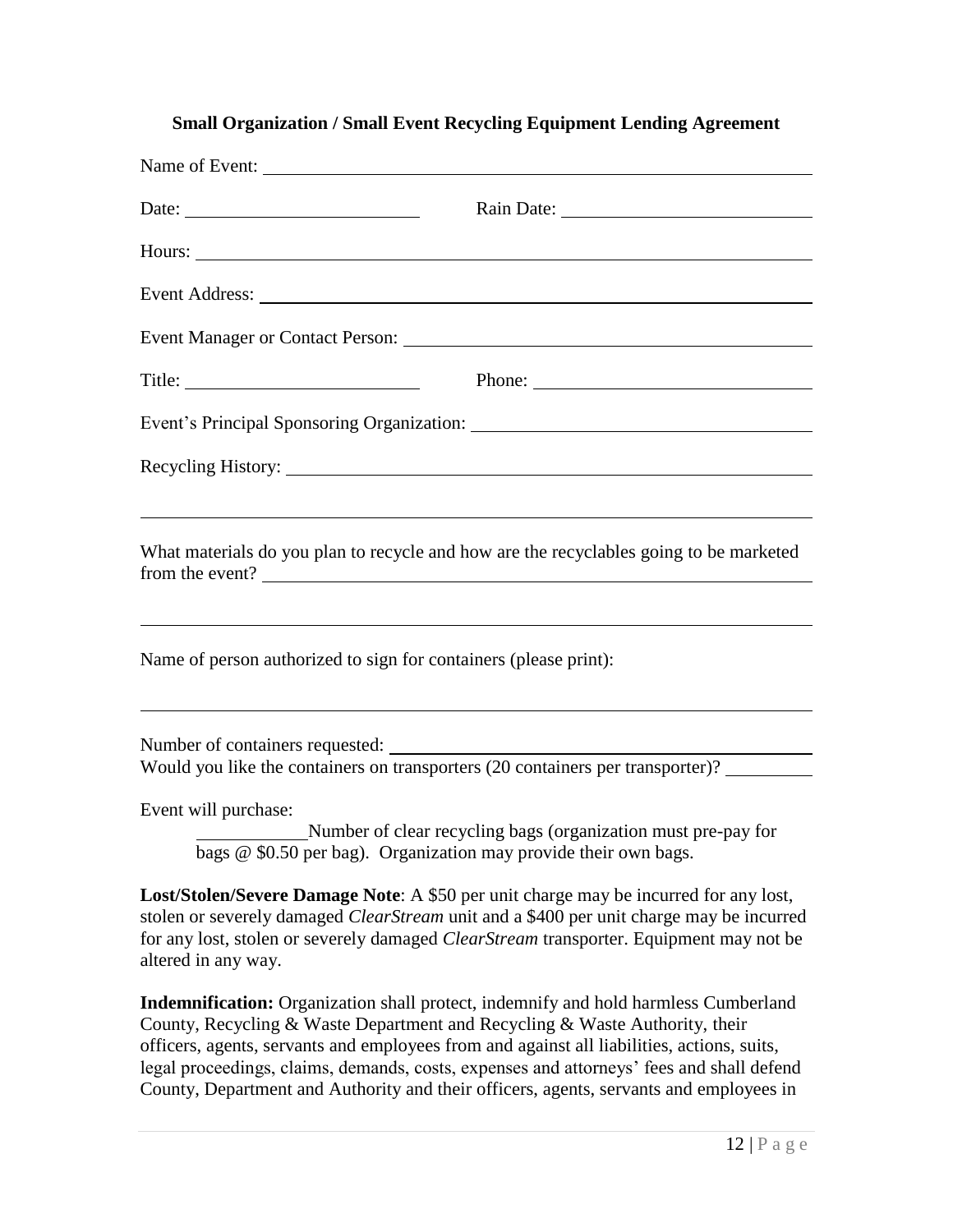### Small Organization / Small Event Recycling Equipment Lending Agreement

Name of Event: \_\_\_\_\_\_\_\_\_\_\_\_\_\_\_\_\_\_\_\_\_\_\_\_\_\_\_\_\_\_\_\_\_\_\_\_\_\_\_\_\_\_\_\_\_\_\_\_

Date: \_\_\_\_\_\_\_\_\_\_\_\_\_\_\_\_\_\_\_\_ Rain Date: \_\_\_\_\_\_\_\_\_\_\_\_\_\_\_\_\_\_\_\_

Hours: \_\_\_\_\_\_\_\_\_\_\_\_\_\_\_\_\_\_\_\_\_\_\_\_\_\_\_\_\_\_\_\_\_\_\_\_\_\_\_\_\_\_\_\_\_\_\_\_

Event Address: \_\_\_\_\_\_\_\_\_\_\_\_\_\_\_\_\_\_\_\_\_\_\_\_\_\_\_\_\_\_\_\_\_\_\_\_\_\_\_\_\_\_\_\_\_\_\_\_

Event Manager or Contact Person: \_\_\_\_\_\_\_\_\_\_\_\_\_\_\_\_\_\_\_\_\_\_\_\_\_\_\_\_\_\_\_\_

Title: \_\_\_\_\_\_\_\_\_\_\_\_\_\_\_\_\_\_\_\_ Phone: \_\_\_\_\_\_\_\_\_\_\_\_\_\_\_\_\_\_\_\_

Event's Principal Sponsoring Organization: \_\_\_\_\_\_\_\_\_\_\_\_\_\_\_\_\_\_\_\_\_\_\_\_\_\_\_\_

Recycling History: \_\_\_\_\_\_\_\_\_\_\_\_\_\_\_\_\_\_\_\_\_\_\_\_\_\_\_\_\_\_\_\_\_\_\_\_\_\_\_\_\_\_\_\_

\_\_\_\_\_\_\_\_\_\_\_\_\_\_\_\_\_\_\_\_\_\_\_\_\_\_\_\_\_\_\_\_\_\_\_\_\_\_\_\_\_\_\_\_\_\_\_\_\_\_\_\_\_\_\_\_\_\_\_\_

What materials do you plan to recycle and how are the recyclables going to be marketed from the event? \_\_\_\_\_\_\_\_\_\_\_\_\_\_\_\_\_\_\_\_\_\_\_\_\_\_\_\_\_\_\_\_\_\_\_\_\_\_\_\_\_\_\_\_

\_\_\_\_\_\_\_\_\_\_\_\_\_\_\_\_\_\_\_\_\_\_\_\_\_\_\_\_\_\_\_\_\_\_\_\_\_\_\_\_\_\_\_\_\_\_\_\_\_\_\_\_\_\_\_\_\_\_\_\_

Name of person authorized to sign for containers (please print):

\_\_\_\_\_\_\_\_\_\_\_\_\_\_\_\_\_\_\_\_\_\_\_\_\_\_\_\_\_\_\_\_\_\_\_\_\_\_\_\_\_\_\_\_\_\_\_\_\_\_\_\_\_\_\_\_\_\_\_\_

Number of containers requested: \_\_\_\_\_\_\_\_\_\_\_\_\_\_\_\_\_\_\_\_\_\_\_\_\_\_\_\_\_\_\_\_\_\_\_\_

Would you like the containers on transporters (20 containers per transporter)? \_\_\_\_\_\_\_\_

Event will purchase:

\_\_\_\_\_\_\_\_\_\_Number of clear recycling bags (organization must pre-pay for bags @ \$0.50 per bag). Organization may provide their own bags.

**Lost/Stolen/Severe Damage Note**: A \$50 per unit charge may be incurred for any lost, stolen or severely damaged *ClearStream* unit and a \$400 per unit charge may be incurred for any lost, stolen or severely damaged *ClearStream* transporter. Equipment may not be altered in any way.

**Indemnification:** Organization shall protect, indemnify and hold harmless Cumberland County, Recycling & Waste Department and Recycling & Waste Authority, their officers, agents, servants and employees from and against all liabilities, actions, suits, legal proceedings, claims, demands, costs, expenses and attorneys' fees and shall defend County, Department and Authority and their officers, agents, servants and employees in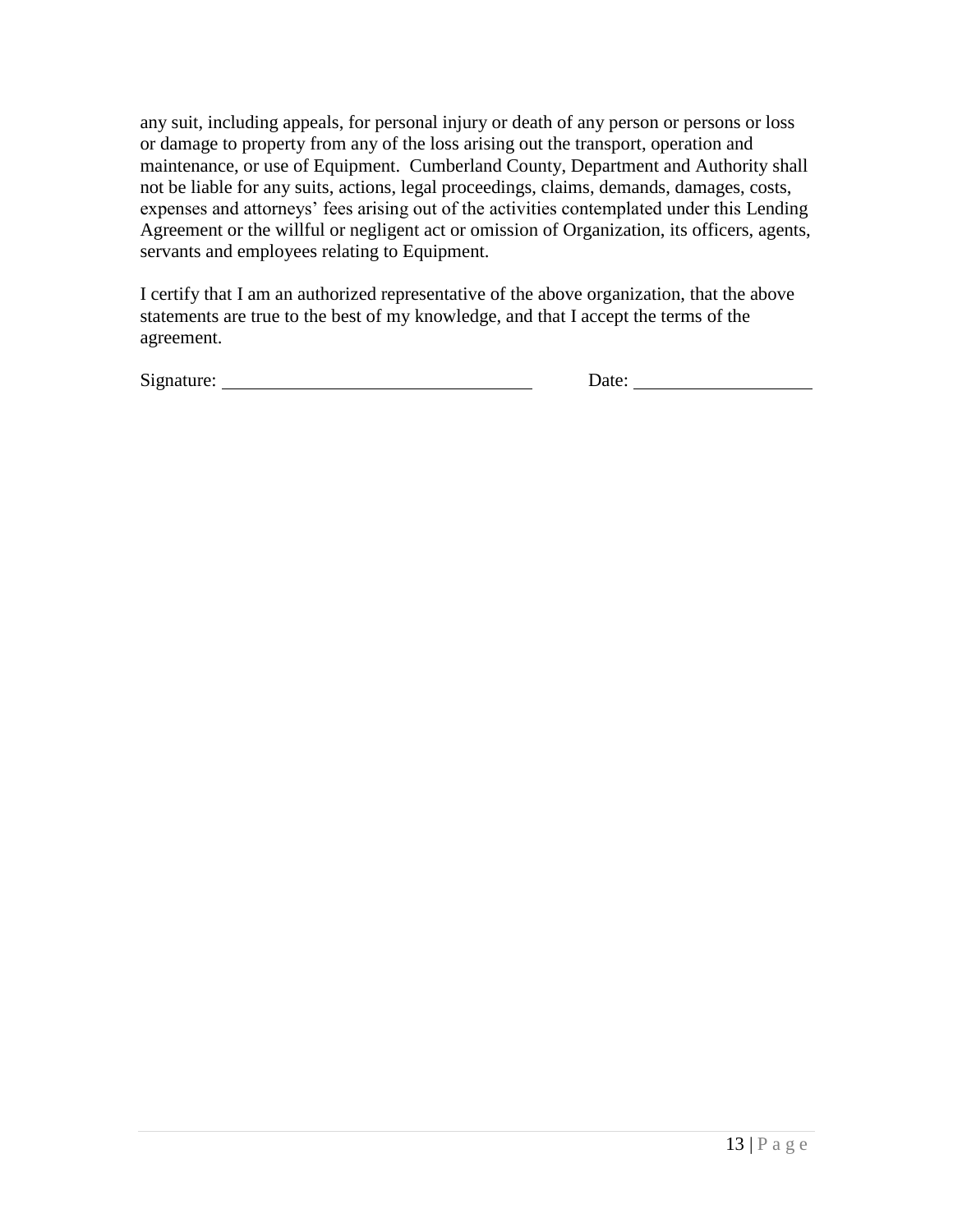any suit, including appeals, for personal injury or death of any person or persons or loss or damage to property from any of the loss arising out the transport, operation and maintenance, or use of Equipment. Cumberland County, Department and Authority shall not be liable for any suits, actions, legal proceedings, claims, demands, damages, costs, expenses and attorneys' fees arising out of the activities contemplated under this Lending Agreement or the willful or negligent act or omission of Organization, its officers, agents, servants and employees relating to Equipment.

I certify that I am an authorized representative of the above organization, that the above statements are true to the best of my knowledge, and that I accept the terms of the agreement.

Signature: ______________________________ Date: __________________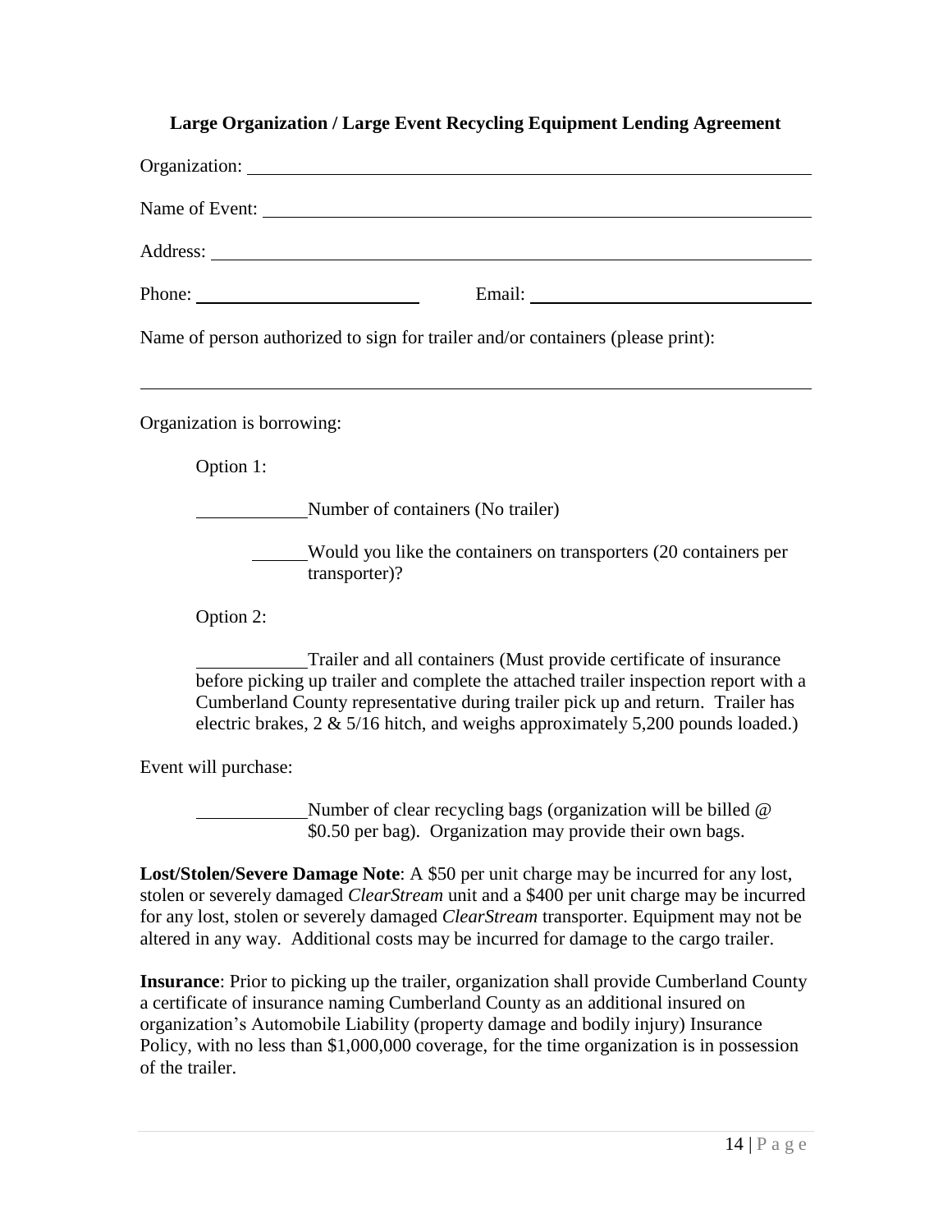## Large Organization / Large Event Recycling Equipment Lending Agreement

Organization: \_\_\_\_\_\_\_\_\_\_\_\_\_\_\_\_\_\_\_\_\_\_\_\_\_\_\_\_\_\_\_\_\_\_\_\_\_\_\_\_

Name of Event: \_\_\_\_\_\_\_\_\_\_\_\_\_\_\_\_\_\_\_\_\_\_\_\_\_\_\_\_\_\_\_\_\_\_\_\_\_\_\_\_

Address: \_\_\_\_\_\_\_\_\_\_\_\_\_\_\_\_\_\_\_\_\_\_\_\_\_\_\_\_\_\_\_\_\_\_\_\_\_\_\_\_

Phone: \_\_\_\_\_\_\_\_\_\_\_\_\_\_\_\_\_\_\_\_ Email: \_\_\_\_\_\_\_\_\_\_\_\_\_\_\_\_\_\_\_\_\_\_\_\_

Name of person authorized to sign for trailer and/or containers (please print):

\_\_\_\_\_\_\_\_\_\_\_\_\_\_\_\_\_\_\_\_\_\_\_\_\_\_\_\_\_\_\_\_\_\_\_\_\_\_\_\_\_\_\_\_\_\_\_\_\_\_\_\_

Organization is borrowing:

Option 1:

\_\_\_\_\_\_\_\_\_\_Number of containers (No trailer)

\_\_\_\_\_\_Would you like the containers on transporters (20 containers per transporter)?

Option 2:

\_\_\_\_\_\_\_\_\_\_Trailer and all containers (Must provide certificate of insurance before picking up trailer and complete the attached trailer inspection report with a Cumberland County representative during trailer pick up and return. Trailer has electric brakes, 2 & 5/16 hitch, and weighs approximately 5,200 pounds loaded.)

Event will purchase:

\_\_\_\_\_\_\_\_\_\_Number of clear recycling bags (organization will be billed @ $0.50 per bag). Organization may provide their own bags.

**Lost/Stolen/Severe Damage Note**: A $50 per unit charge may be incurred for any lost, stolen or severely damaged *ClearStream* unit and a $400 per unit charge may be incurred for any lost, stolen or severely damaged *ClearStream* transporter. Equipment may not be altered in any way. Additional costs may be incurred for damage to the cargo trailer.

**Insurance**: Prior to picking up the trailer, organization shall provide Cumberland County a certificate of insurance naming Cumberland County as an additional insured on organization's Automobile Liability (property damage and bodily injury) Insurance Policy, with no less than $1,000,000 coverage, for the time organization is in possession of the trailer.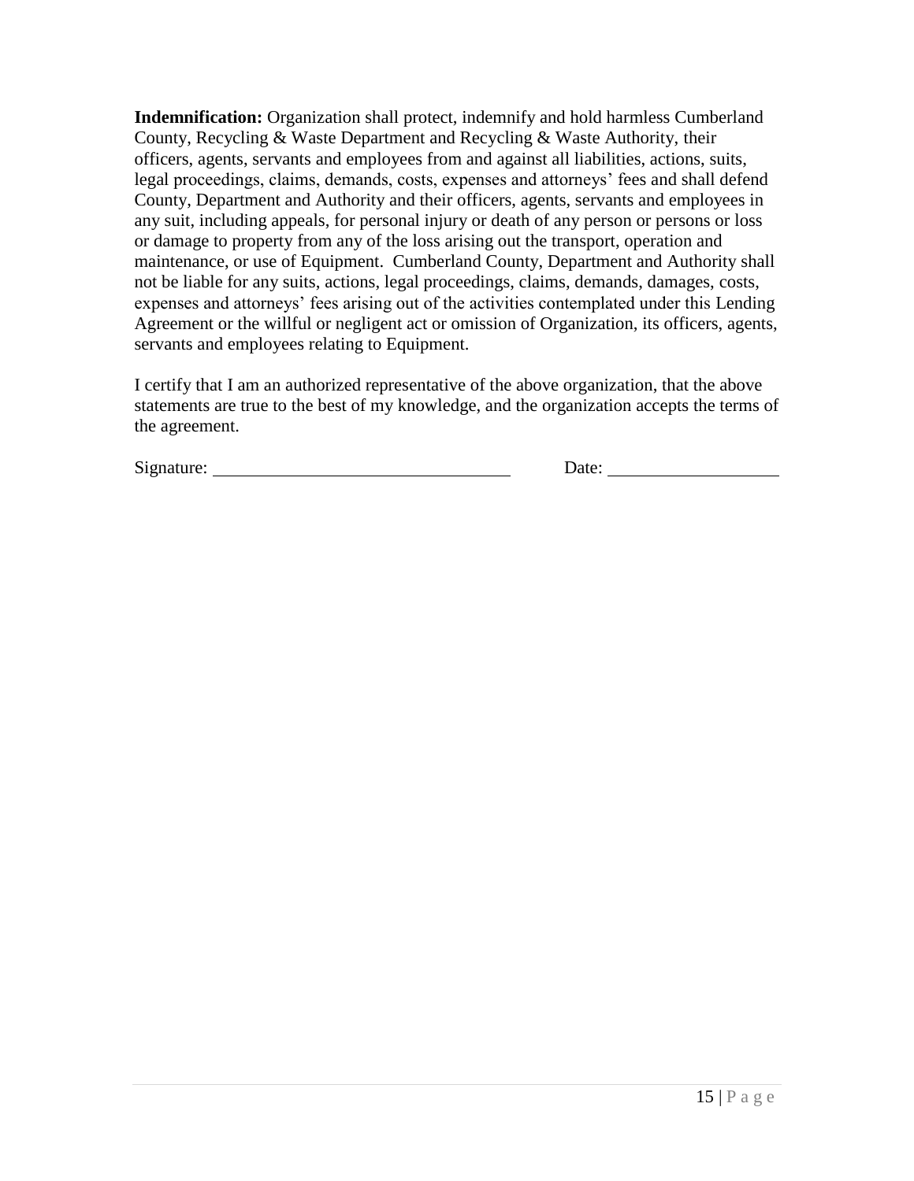**Indemnification:** Organization shall protect, indemnify and hold harmless Cumberland County, Recycling & Waste Department and Recycling & Waste Authority, their officers, agents, servants and employees from and against all liabilities, actions, suits, legal proceedings, claims, demands, costs, expenses and attorneys' fees and shall defend County, Department and Authority and their officers, agents, servants and employees in any suit, including appeals, for personal injury or death of any person or persons or loss or damage to property from any of the loss arising out the transport, operation and maintenance, or use of Equipment. Cumberland County, Department and Authority shall not be liable for any suits, actions, legal proceedings, claims, demands, damages, costs, expenses and attorneys' fees arising out of the activities contemplated under this Lending Agreement or the willful or negligent act or omission of Organization, its officers, agents, servants and employees relating to Equipment.

I certify that I am an authorized representative of the above organization, that the above statements are true to the best of my knowledge, and the organization accepts the terms of the agreement.

Signature: ________________________________ Date: ____________________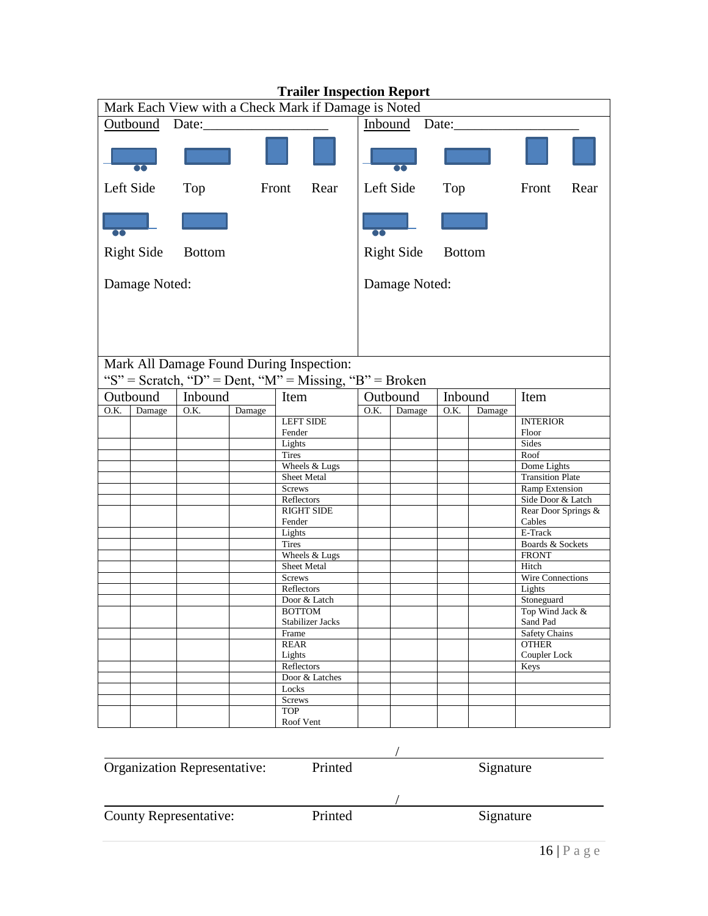# Trailer Inspection Report

Mark Each View with a Check Mark if Damage is Noted

| Outbound Date:\_\_\_\_\_\_\_\_\_\_\_\_\_\_\_\_\_\_ | Inbound Date:\_\_\_\_\_\_\_\_\_\_\_\_\_\_\_\_\_\_ |
|---|---|
| Left Side Top Front Rear | Left Side Top Front Rear |
| Right Side Bottom | Right Side Bottom |
| Damage Noted: | Damage Noted: |

Mark All Damage Found During Inspection:
"S" = Scratch, "D" = Dent, "M" = Missing, "B" = Broken

| Outbound | | Inbound | | Item | Outbound | | Inbound | | Item |
|---|---|---|---|---|---|---|---|---|---|
| O.K. | Damage | O.K. | Damage | | O.K. | Damage | O.K. | Damage | |
| | | | | LEFT SIDE<br>Fender | | | | | INTERIOR<br>Floor |
| | | | | Lights | | | | | Sides |
| | | | | Tires | | | | | Roof |
| | | | | Wheels & Lugs | | | | | Dome Lights |
| | | | | Sheet Metal | | | | | Transition Plate |
| | | | | Screws | | | | | Ramp Extension |
| | | | | Reflectors | | | | | Side Door & Latch |
| | | | | RIGHT SIDE<br>Fender | | | | | Rear Door Springs & Cables |
| | | | | Lights | | | | | E-Track |
| | | | | Tires | | | | | Boards & Sockets |
| | | | | Wheels & Lugs | | | | | FRONT<br>Hitch |
| | | | | Sheet Metal | | | | | Wire Connections |
| | | | | Screws | | | | | Lights |
| | | | | Reflectors | | | | | Stoneguard |
| | | | | Door & Latch | | | | | Top Wind Jack & Sand Pad |
| | | | | BOTTOM<br>Stabilizer Jacks | | | | | Safety Chains |
| | | | | Frame | | | | | OTHER<br>Coupler Lock |
| | | | | REAR<br>Lights | | | | | Keys |
| | | | | Reflectors | | | | | |
| | | | | Door & Latches | | | | | |
| | | | | Locks | | | | | |
| | | | | Screws | | | | | |
| | | | | TOP<br>Roof Vent | | | | | |

\_\_\_\_\_\_\_\_\_\_\_\_\_\_\_\_\_\_\_\_\_\_\_\_\_\_\_\_\_\_\_\_\_\_\_\_\_\_\_\_\_\_\_\_\_\_\_\_/\_\_\_\_\_\_\_\_\_\_\_\_\_\_\_\_\_\_\_\_\_\_\_\_\_\_\_\_\_\_

Organization Representative: Printed Signature

\_\_\_\_\_\_\_\_\_\_\_\_\_\_\_\_\_\_\_\_\_\_\_\_\_\_\_\_\_\_\_\_\_\_\_\_\_\_\_\_\_\_\_\_\_\_\_\_/\_\_\_\_\_\_\_\_\_\_\_\_\_\_\_\_\_\_\_\_\_\_\_\_\_\_\_\_\_\_

County Representative: Printed Signature